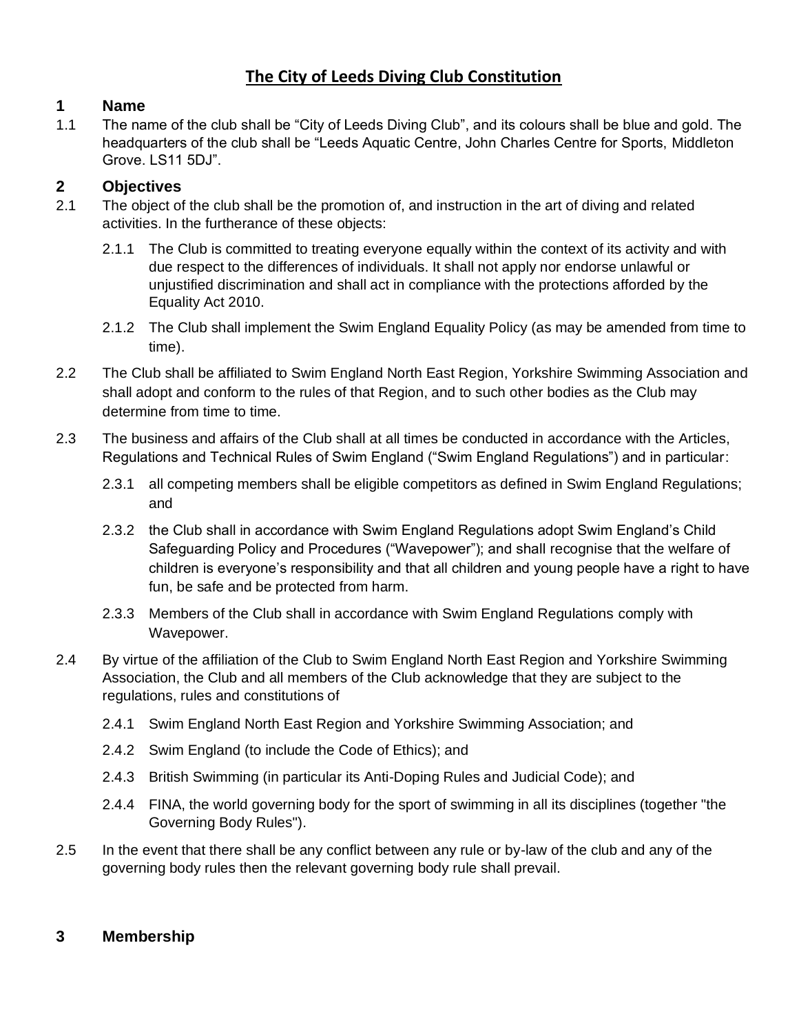# The City of Leeds Diving Club Constitution

## 1 Name

1.1 The name of the club shall be "City of Leeds Diving Club", and its colours shall be blue and gold. The headquarters of the club shall be "Leeds Aquatic Centre, John Charles Centre for Sports, Middleton Grove. LS11 5DJ".

## 2 Objectives

2.1 The object of the club shall be the promotion of, and instruction in the art of diving and related activities. In the furtherance of these objects:

2.1.1 The Club is committed to treating everyone equally within the context of its activity and with due respect to the differences of individuals. It shall not apply nor endorse unlawful or unjustified discrimination and shall act in compliance with the protections afforded by the Equality Act 2010.

2.1.2 The Club shall implement the Swim England Equality Policy (as may be amended from time to time).

2.2 The Club shall be affiliated to Swim England North East Region, Yorkshire Swimming Association and shall adopt and conform to the rules of that Region, and to such other bodies as the Club may determine from time to time.

2.3 The business and affairs of the Club shall at all times be conducted in accordance with the Articles, Regulations and Technical Rules of Swim England ("Swim England Regulations") and in particular:

2.3.1 all competing members shall be eligible competitors as defined in Swim England Regulations; and

2.3.2 the Club shall in accordance with Swim England Regulations adopt Swim England's Child Safeguarding Policy and Procedures ("Wavepower"); and shall recognise that the welfare of children is everyone's responsibility and that all children and young people have a right to have fun, be safe and be protected from harm.

2.3.3 Members of the Club shall in accordance with Swim England Regulations comply with Wavepower.

2.4 By virtue of the affiliation of the Club to Swim England North East Region and Yorkshire Swimming Association, the Club and all members of the Club acknowledge that they are subject to the regulations, rules and constitutions of

2.4.1 Swim England North East Region and Yorkshire Swimming Association; and

2.4.2 Swim England (to include the Code of Ethics); and

2.4.3 British Swimming (in particular its Anti-Doping Rules and Judicial Code); and

2.4.4 FINA, the world governing body for the sport of swimming in all its disciplines (together "the Governing Body Rules").

2.5 In the event that there shall be any conflict between any rule or by-law of the club and any of the governing body rules then the relevant governing body rule shall prevail.

## 3 Membership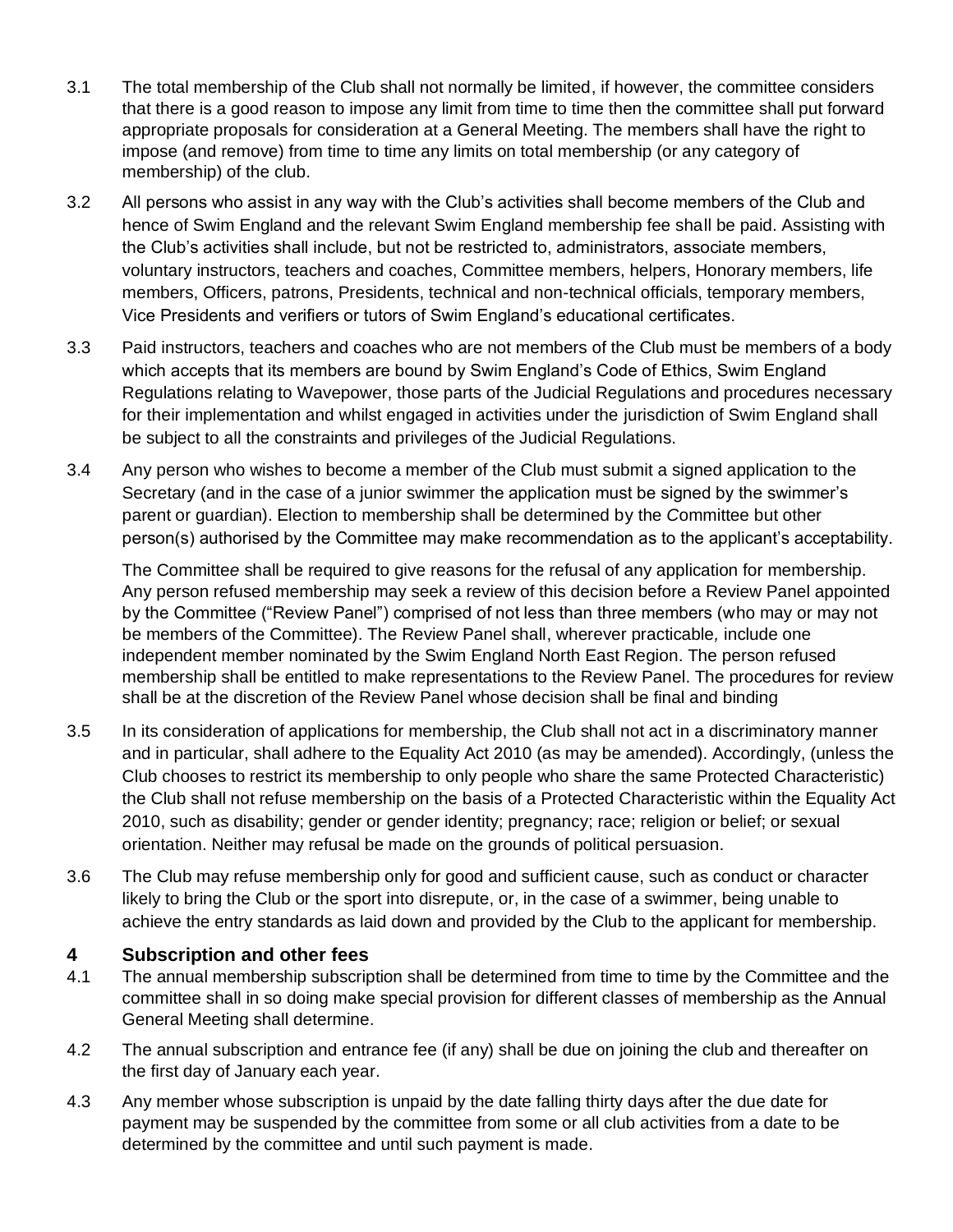3.1 The total membership of the Club shall not normally be limited, if however, the committee considers that there is a good reason to impose any limit from time to time then the committee shall put forward appropriate proposals for consideration at a General Meeting. The members shall have the right to impose (and remove) from time to time any limits on total membership (or any category of membership) of the club.

3.2 All persons who assist in any way with the Club's activities shall become members of the Club and hence of Swim England and the relevant Swim England membership fee shall be paid. Assisting with the Club's activities shall include, but not be restricted to, administrators, associate members, voluntary instructors, teachers and coaches, Committee members, helpers, Honorary members, life members, Officers, patrons, Presidents, technical and non-technical officials, temporary members, Vice Presidents and verifiers or tutors of Swim England's educational certificates.

3.3 Paid instructors, teachers and coaches who are not members of the Club must be members of a body which accepts that its members are bound by Swim England's Code of Ethics, Swim England Regulations relating to Wavepower, those parts of the Judicial Regulations and procedures necessary for their implementation and whilst engaged in activities under the jurisdiction of Swim England shall be subject to all the constraints and privileges of the Judicial Regulations.

3.4 Any person who wishes to become a member of the Club must submit a signed application to the Secretary (and in the case of a junior swimmer the application must be signed by the swimmer's parent or guardian). Election to membership shall be determined by the Committee but other person(s) authorised by the Committee may make recommendation as to the applicant's acceptability.

The Committee shall be required to give reasons for the refusal of any application for membership. Any person refused membership may seek a review of this decision before a Review Panel appointed by the Committee ("Review Panel") comprised of not less than three members (who may or may not be members of the Committee). The Review Panel shall, wherever practicable, include one independent member nominated by the Swim England North East Region. The person refused membership shall be entitled to make representations to the Review Panel. The procedures for review shall be at the discretion of the Review Panel whose decision shall be final and binding

3.5 In its consideration of applications for membership, the Club shall not act in a discriminatory manner and in particular, shall adhere to the Equality Act 2010 (as may be amended). Accordingly, (unless the Club chooses to restrict its membership to only people who share the same Protected Characteristic) the Club shall not refuse membership on the basis of a Protected Characteristic within the Equality Act 2010, such as disability; gender or gender identity; pregnancy; race; religion or belief; or sexual orientation. Neither may refusal be made on the grounds of political persuasion.

3.6 The Club may refuse membership only for good and sufficient cause, such as conduct or character likely to bring the Club or the sport into disrepute, or, in the case of a swimmer, being unable to achieve the entry standards as laid down and provided by the Club to the applicant for membership.

## 4 Subscription and other fees

4.1 The annual membership subscription shall be determined from time to time by the Committee and the committee shall in so doing make special provision for different classes of membership as the Annual General Meeting shall determine.

4.2 The annual subscription and entrance fee (if any) shall be due on joining the club and thereafter on the first day of January each year.

4.3 Any member whose subscription is unpaid by the date falling thirty days after the due date for payment may be suspended by the committee from some or all club activities from a date to be determined by the committee and until such payment is made.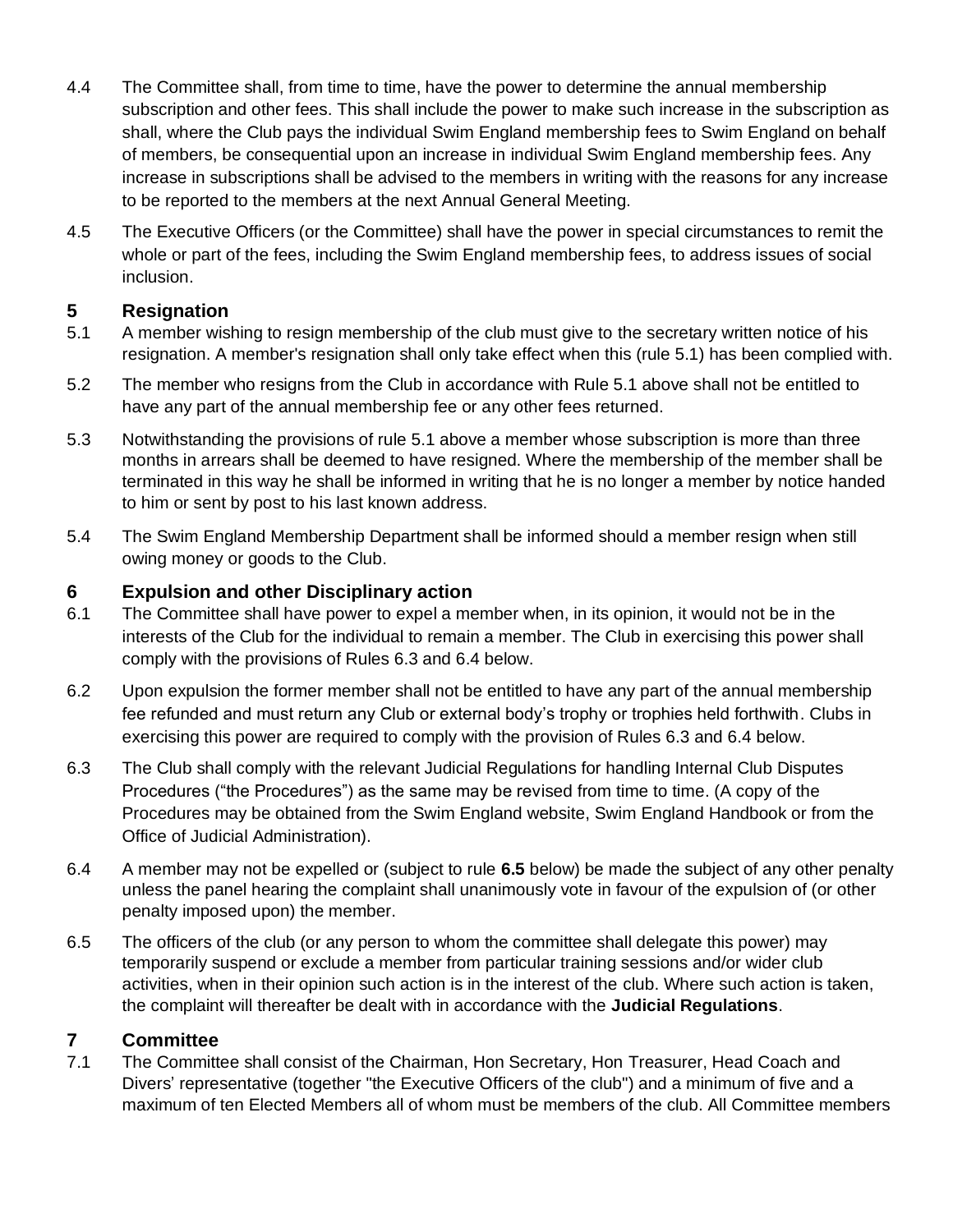4.4 The Committee shall, from time to time, have the power to determine the annual membership subscription and other fees. This shall include the power to make such increase in the subscription as shall, where the Club pays the individual Swim England membership fees to Swim England on behalf of members, be consequential upon an increase in individual Swim England membership fees. Any increase in subscriptions shall be advised to the members in writing with the reasons for any increase to be reported to the members at the next Annual General Meeting.

4.5 The Executive Officers (or the Committee) shall have the power in special circumstances to remit the whole or part of the fees, including the Swim England membership fees, to address issues of social inclusion.

## 5 Resignation

5.1 A member wishing to resign membership of the club must give to the secretary written notice of his resignation. A member's resignation shall only take effect when this (rule 5.1) has been complied with.

5.2 The member who resigns from the Club in accordance with Rule 5.1 above shall not be entitled to have any part of the annual membership fee or any other fees returned.

5.3 Notwithstanding the provisions of rule 5.1 above a member whose subscription is more than three months in arrears shall be deemed to have resigned. Where the membership of the member shall be terminated in this way he shall be informed in writing that he is no longer a member by notice handed to him or sent by post to his last known address.

5.4 The Swim England Membership Department shall be informed should a member resign when still owing money or goods to the Club.

## 6 Expulsion and other Disciplinary action

6.1 The Committee shall have power to expel a member when, in its opinion, it would not be in the interests of the Club for the individual to remain a member. The Club in exercising this power shall comply with the provisions of Rules 6.3 and 6.4 below.

6.2 Upon expulsion the former member shall not be entitled to have any part of the annual membership fee refunded and must return any Club or external body's trophy or trophies held forthwith. Clubs in exercising this power are required to comply with the provision of Rules 6.3 and 6.4 below.

6.3 The Club shall comply with the relevant Judicial Regulations for handling Internal Club Disputes Procedures ("the Procedures") as the same may be revised from time to time. (A copy of the Procedures may be obtained from the Swim England website, Swim England Handbook or from the Office of Judicial Administration).

6.4 A member may not be expelled or (subject to rule **6.5** below) be made the subject of any other penalty unless the panel hearing the complaint shall unanimously vote in favour of the expulsion of (or other penalty imposed upon) the member.

6.5 The officers of the club (or any person to whom the committee shall delegate this power) may temporarily suspend or exclude a member from particular training sessions and/or wider club activities, when in their opinion such action is in the interest of the club. Where such action is taken, the complaint will thereafter be dealt with in accordance with the **Judicial Regulations**.

## 7 Committee

7.1 The Committee shall consist of the Chairman, Hon Secretary, Hon Treasurer, Head Coach and Divers' representative (together "the Executive Officers of the club") and a minimum of five and a maximum of ten Elected Members all of whom must be members of the club. All Committee members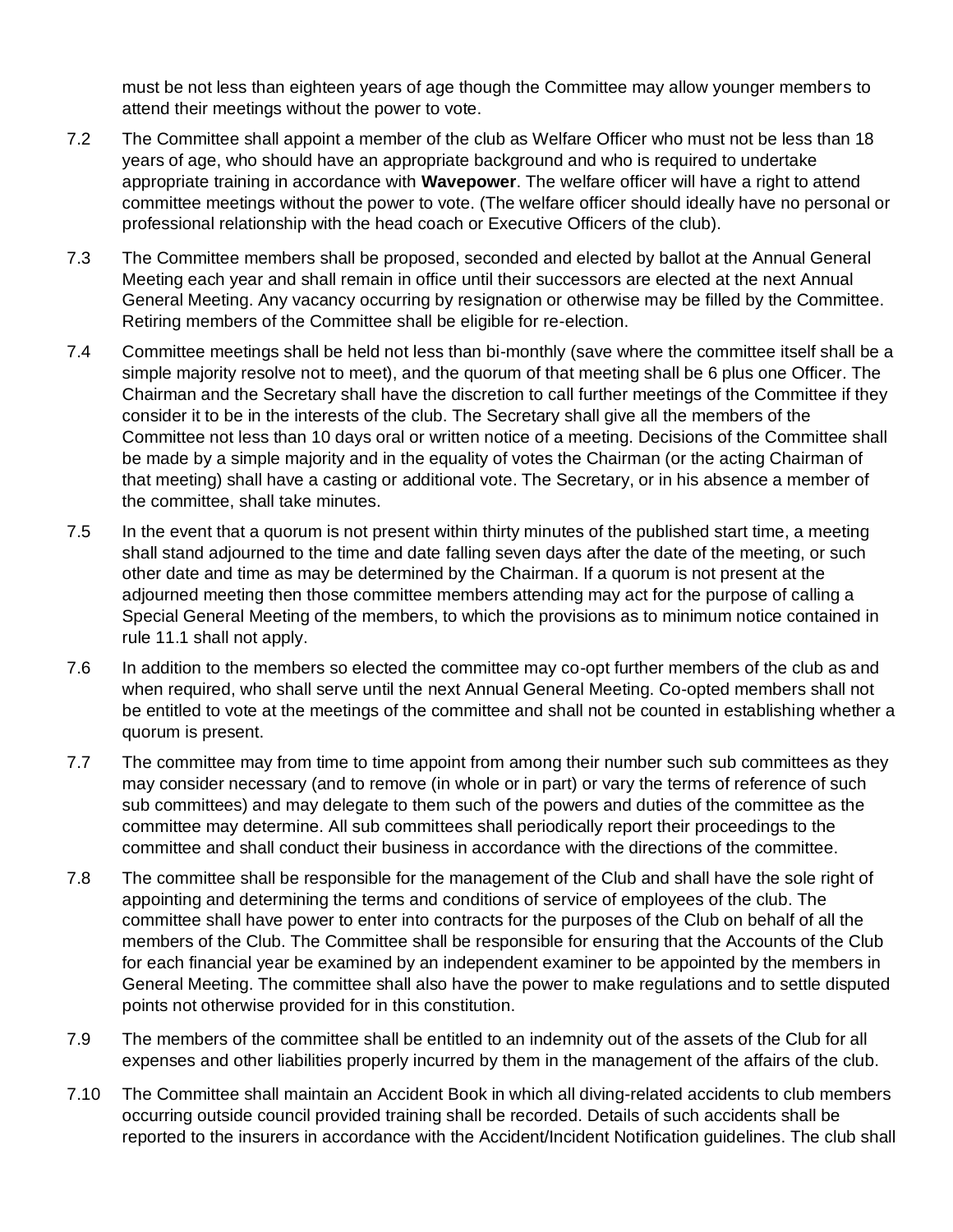must be not less than eighteen years of age though the Committee may allow younger members to attend their meetings without the power to vote.

7.2 The Committee shall appoint a member of the club as Welfare Officer who must not be less than 18 years of age, who should have an appropriate background and who is required to undertake appropriate training in accordance with **Wavepower**. The welfare officer will have a right to attend committee meetings without the power to vote. (The welfare officer should ideally have no personal or professional relationship with the head coach or Executive Officers of the club).

7.3 The Committee members shall be proposed, seconded and elected by ballot at the Annual General Meeting each year and shall remain in office until their successors are elected at the next Annual General Meeting. Any vacancy occurring by resignation or otherwise may be filled by the Committee. Retiring members of the Committee shall be eligible for re-election.

7.4 Committee meetings shall be held not less than bi-monthly (save where the committee itself shall be a simple majority resolve not to meet), and the quorum of that meeting shall be 6 plus one Officer. The Chairman and the Secretary shall have the discretion to call further meetings of the Committee if they consider it to be in the interests of the club. The Secretary shall give all the members of the Committee not less than 10 days oral or written notice of a meeting. Decisions of the Committee shall be made by a simple majority and in the equality of votes the Chairman (or the acting Chairman of that meeting) shall have a casting or additional vote. The Secretary, or in his absence a member of the committee, shall take minutes.

7.5 In the event that a quorum is not present within thirty minutes of the published start time, a meeting shall stand adjourned to the time and date falling seven days after the date of the meeting, or such other date and time as may be determined by the Chairman. If a quorum is not present at the adjourned meeting then those committee members attending may act for the purpose of calling a Special General Meeting of the members, to which the provisions as to minimum notice contained in rule 11.1 shall not apply.

7.6 In addition to the members so elected the committee may co-opt further members of the club as and when required, who shall serve until the next Annual General Meeting. Co-opted members shall not be entitled to vote at the meetings of the committee and shall not be counted in establishing whether a quorum is present.

7.7 The committee may from time to time appoint from among their number such sub committees as they may consider necessary (and to remove (in whole or in part) or vary the terms of reference of such sub committees) and may delegate to them such of the powers and duties of the committee as the committee may determine. All sub committees shall periodically report their proceedings to the committee and shall conduct their business in accordance with the directions of the committee.

7.8 The committee shall be responsible for the management of the Club and shall have the sole right of appointing and determining the terms and conditions of service of employees of the club. The committee shall have power to enter into contracts for the purposes of the Club on behalf of all the members of the Club. The Committee shall be responsible for ensuring that the Accounts of the Club for each financial year be examined by an independent examiner to be appointed by the members in General Meeting. The committee shall also have the power to make regulations and to settle disputed points not otherwise provided for in this constitution.

7.9 The members of the committee shall be entitled to an indemnity out of the assets of the Club for all expenses and other liabilities properly incurred by them in the management of the affairs of the club.

7.10 The Committee shall maintain an Accident Book in which all diving-related accidents to club members occurring outside council provided training shall be recorded. Details of such accidents shall be reported to the insurers in accordance with the Accident/Incident Notification guidelines. The club shall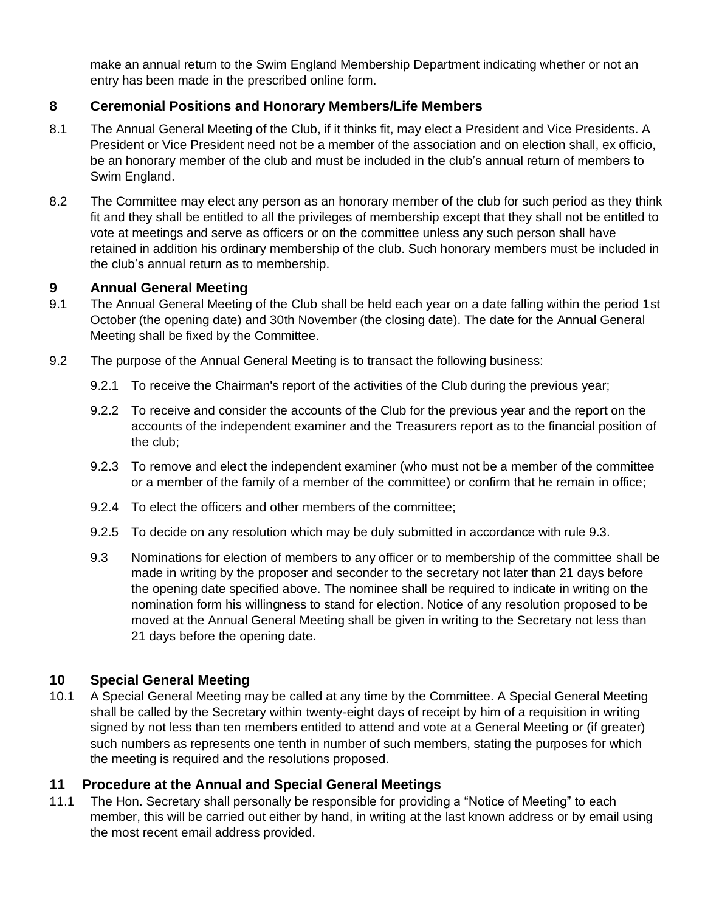make an annual return to the Swim England Membership Department indicating whether or not an entry has been made in the prescribed online form.

## 8 Ceremonial Positions and Honorary Members/Life Members

8.1 The Annual General Meeting of the Club, if it thinks fit, may elect a President and Vice Presidents. A President or Vice President need not be a member of the association and on election shall, ex officio, be an honorary member of the club and must be included in the club's annual return of members to Swim England.

8.2 The Committee may elect any person as an honorary member of the club for such period as they think fit and they shall be entitled to all the privileges of membership except that they shall not be entitled to vote at meetings and serve as officers or on the committee unless any such person shall have retained in addition his ordinary membership of the club. Such honorary members must be included in the club's annual return as to membership.

## 9 Annual General Meeting

9.1 The Annual General Meeting of the Club shall be held each year on a date falling within the period 1st October (the opening date) and 30th November (the closing date). The date for the Annual General Meeting shall be fixed by the Committee.

9.2 The purpose of the Annual General Meeting is to transact the following business:

9.2.1 To receive the Chairman's report of the activities of the Club during the previous year;

9.2.2 To receive and consider the accounts of the Club for the previous year and the report on the accounts of the independent examiner and the Treasurers report as to the financial position of the club;

9.2.3 To remove and elect the independent examiner (who must not be a member of the committee or a member of the family of a member of the committee) or confirm that he remain in office;

9.2.4 To elect the officers and other members of the committee;

9.2.5 To decide on any resolution which may be duly submitted in accordance with rule 9.3.

9.3 Nominations for election of members to any officer or to membership of the committee shall be made in writing by the proposer and seconder to the secretary not later than 21 days before the opening date specified above. The nominee shall be required to indicate in writing on the nomination form his willingness to stand for election. Notice of any resolution proposed to be moved at the Annual General Meeting shall be given in writing to the Secretary not less than 21 days before the opening date.

## 10 Special General Meeting

10.1 A Special General Meeting may be called at any time by the Committee. A Special General Meeting shall be called by the Secretary within twenty-eight days of receipt by him of a requisition in writing signed by not less than ten members entitled to attend and vote at a General Meeting or (if greater) such numbers as represents one tenth in number of such members, stating the purposes for which the meeting is required and the resolutions proposed.

## 11 Procedure at the Annual and Special General Meetings

11.1 The Hon. Secretary shall personally be responsible for providing a "Notice of Meeting" to each member, this will be carried out either by hand, in writing at the last known address or by email using the most recent email address provided.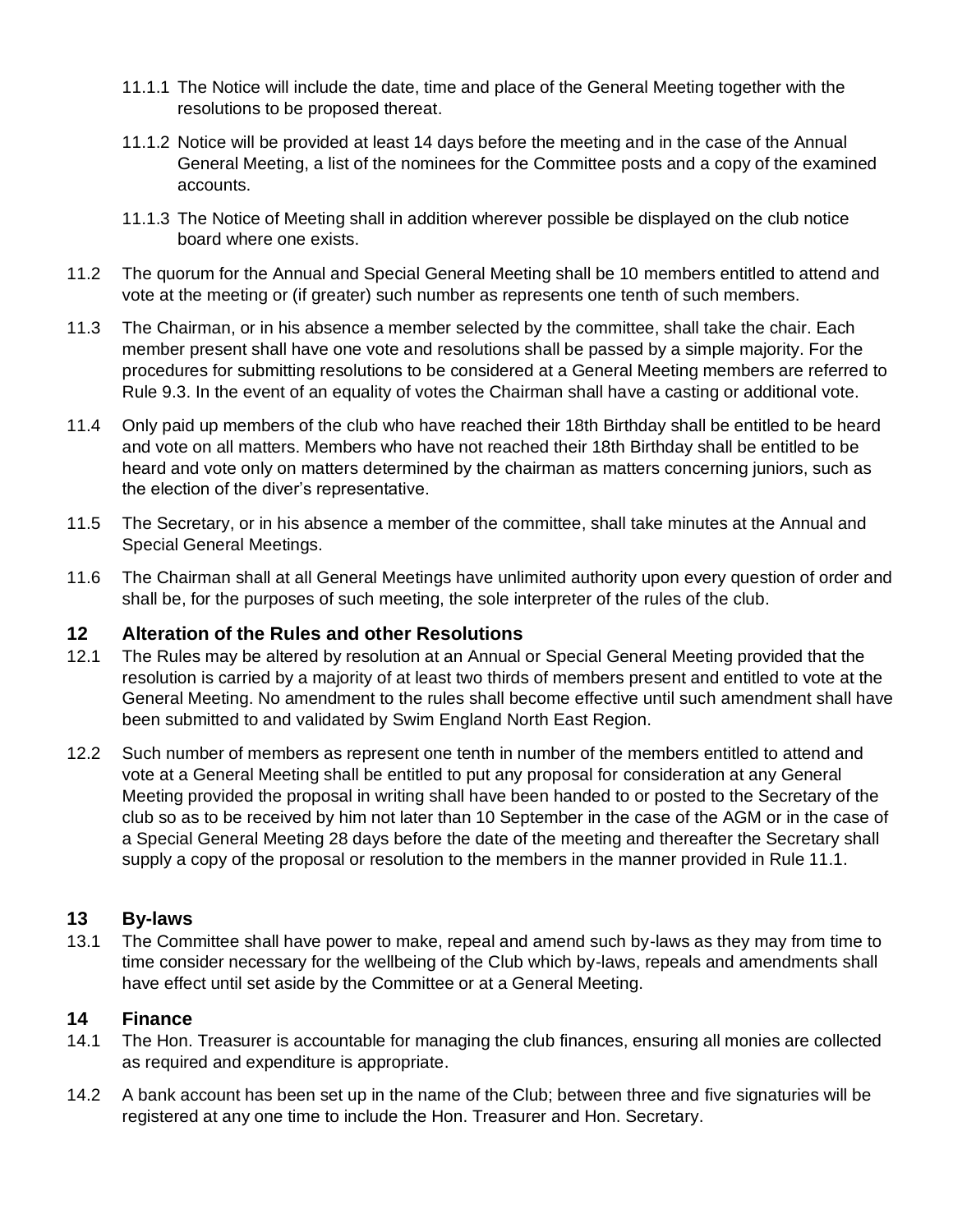11.1.1 The Notice will include the date, time and place of the General Meeting together with the resolutions to be proposed thereat.

11.1.2 Notice will be provided at least 14 days before the meeting and in the case of the Annual General Meeting, a list of the nominees for the Committee posts and a copy of the examined accounts.

11.1.3 The Notice of Meeting shall in addition wherever possible be displayed on the club notice board where one exists.

11.2 The quorum for the Annual and Special General Meeting shall be 10 members entitled to attend and vote at the meeting or (if greater) such number as represents one tenth of such members.

11.3 The Chairman, or in his absence a member selected by the committee, shall take the chair. Each member present shall have one vote and resolutions shall be passed by a simple majority. For the procedures for submitting resolutions to be considered at a General Meeting members are referred to Rule 9.3. In the event of an equality of votes the Chairman shall have a casting or additional vote.

11.4 Only paid up members of the club who have reached their 18th Birthday shall be entitled to be heard and vote on all matters. Members who have not reached their 18th Birthday shall be entitled to be heard and vote only on matters determined by the chairman as matters concerning juniors, such as the election of the diver's representative.

11.5 The Secretary, or in his absence a member of the committee, shall take minutes at the Annual and Special General Meetings.

11.6 The Chairman shall at all General Meetings have unlimited authority upon every question of order and shall be, for the purposes of such meeting, the sole interpreter of the rules of the club.

## 12 Alteration of the Rules and other Resolutions

12.1 The Rules may be altered by resolution at an Annual or Special General Meeting provided that the resolution is carried by a majority of at least two thirds of members present and entitled to vote at the General Meeting. No amendment to the rules shall become effective until such amendment shall have been submitted to and validated by Swim England North East Region.

12.2 Such number of members as represent one tenth in number of the members entitled to attend and vote at a General Meeting shall be entitled to put any proposal for consideration at any General Meeting provided the proposal in writing shall have been handed to or posted to the Secretary of the club so as to be received by him not later than 10 September in the case of the AGM or in the case of a Special General Meeting 28 days before the date of the meeting and thereafter the Secretary shall supply a copy of the proposal or resolution to the members in the manner provided in Rule 11.1.

## 13 By-laws

13.1 The Committee shall have power to make, repeal and amend such by-laws as they may from time to time consider necessary for the wellbeing of the Club which by-laws, repeals and amendments shall have effect until set aside by the Committee or at a General Meeting.

## 14 Finance

14.1 The Hon. Treasurer is accountable for managing the club finances, ensuring all monies are collected as required and expenditure is appropriate.

14.2 A bank account has been set up in the name of the Club; between three and five signaturies will be registered at any one time to include the Hon. Treasurer and Hon. Secretary.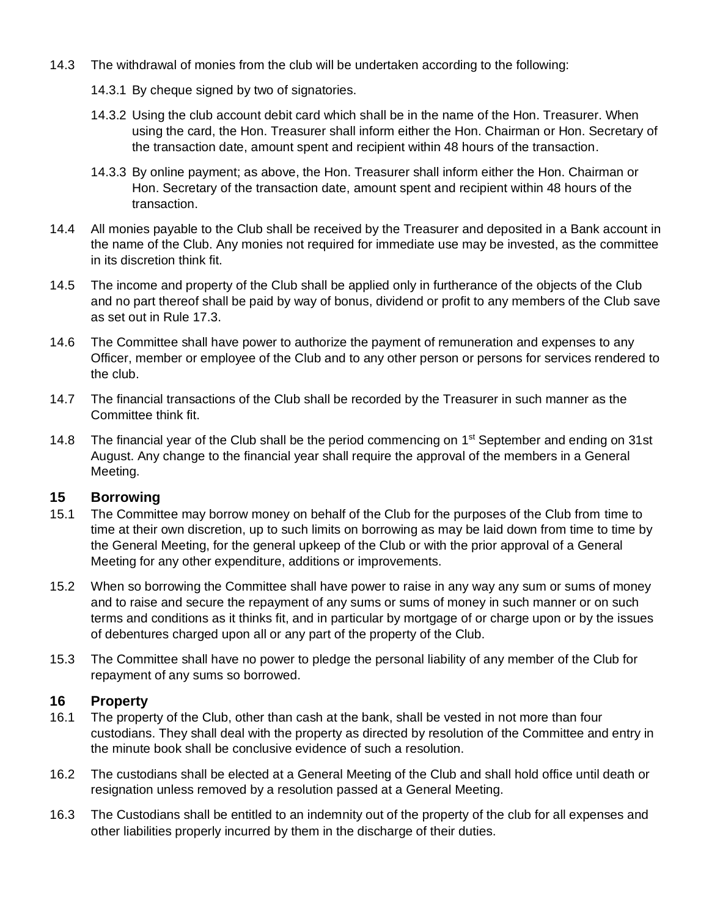14.3 The withdrawal of monies from the club will be undertaken according to the following:

14.3.1 By cheque signed by two of signatories.

14.3.2 Using the club account debit card which shall be in the name of the Hon. Treasurer. When using the card, the Hon. Treasurer shall inform either the Hon. Chairman or Hon. Secretary of the transaction date, amount spent and recipient within 48 hours of the transaction.

14.3.3 By online payment; as above, the Hon. Treasurer shall inform either the Hon. Chairman or Hon. Secretary of the transaction date, amount spent and recipient within 48 hours of the transaction.

14.4 All monies payable to the Club shall be received by the Treasurer and deposited in a Bank account in the name of the Club. Any monies not required for immediate use may be invested, as the committee in its discretion think fit.

14.5 The income and property of the Club shall be applied only in furtherance of the objects of the Club and no part thereof shall be paid by way of bonus, dividend or profit to any members of the Club save as set out in Rule 17.3.

14.6 The Committee shall have power to authorize the payment of remuneration and expenses to any Officer, member or employee of the Club and to any other person or persons for services rendered to the club.

14.7 The financial transactions of the Club shall be recorded by the Treasurer in such manner as the Committee think fit.

14.8 The financial year of the Club shall be the period commencing on 1st September and ending on 31st August. Any change to the financial year shall require the approval of the members in a General Meeting.

## 15 Borrowing

15.1 The Committee may borrow money on behalf of the Club for the purposes of the Club from time to time at their own discretion, up to such limits on borrowing as may be laid down from time to time by the General Meeting, for the general upkeep of the Club or with the prior approval of a General Meeting for any other expenditure, additions or improvements.

15.2 When so borrowing the Committee shall have power to raise in any way any sum or sums of money and to raise and secure the repayment of any sums or sums of money in such manner or on such terms and conditions as it thinks fit, and in particular by mortgage of or charge upon or by the issues of debentures charged upon all or any part of the property of the Club.

15.3 The Committee shall have no power to pledge the personal liability of any member of the Club for repayment of any sums so borrowed.

## 16 Property

16.1 The property of the Club, other than cash at the bank, shall be vested in not more than four custodians. They shall deal with the property as directed by resolution of the Committee and entry in the minute book shall be conclusive evidence of such a resolution.

16.2 The custodians shall be elected at a General Meeting of the Club and shall hold office until death or resignation unless removed by a resolution passed at a General Meeting.

16.3 The Custodians shall be entitled to an indemnity out of the property of the club for all expenses and other liabilities properly incurred by them in the discharge of their duties.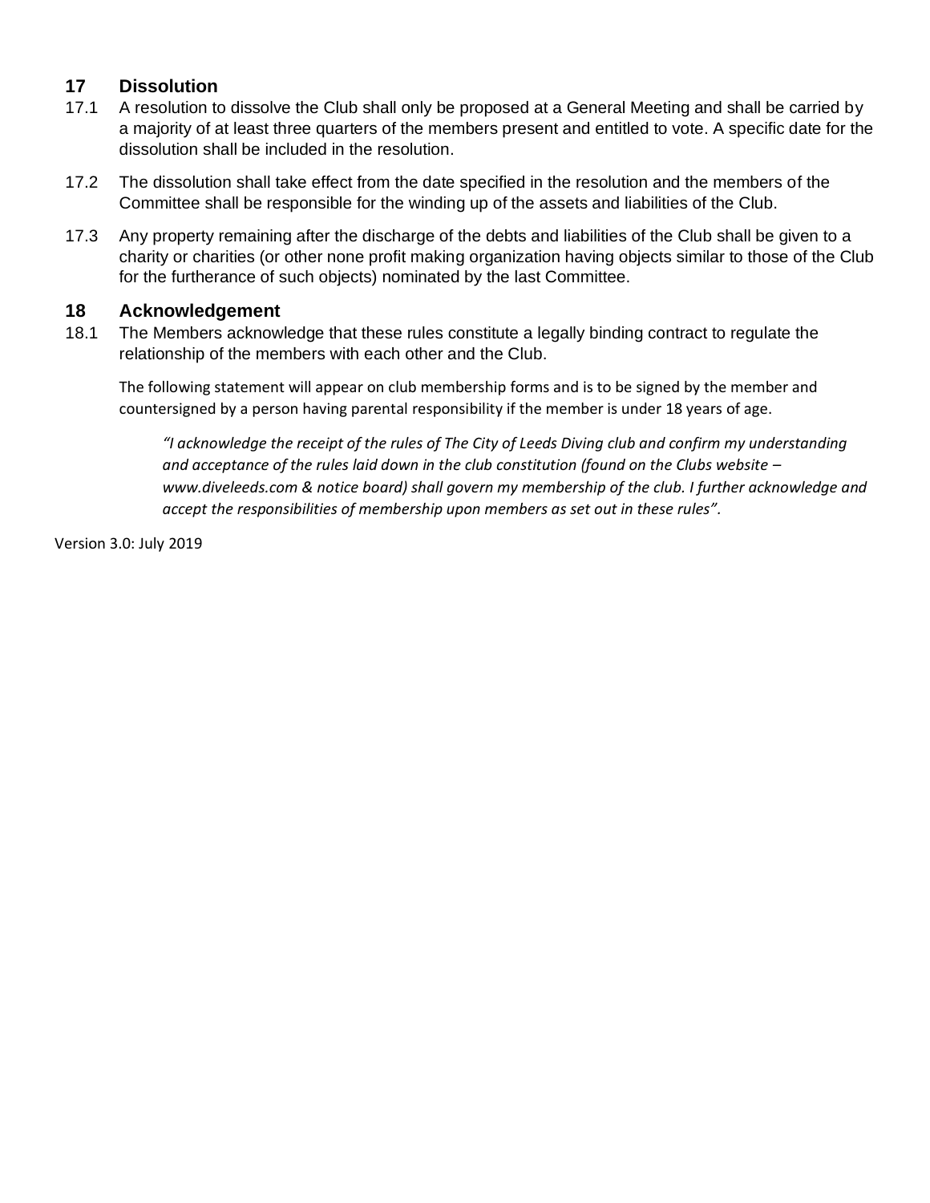## 17 Dissolution

17.1 A resolution to dissolve the Club shall only be proposed at a General Meeting and shall be carried by a majority of at least three quarters of the members present and entitled to vote. A specific date for the dissolution shall be included in the resolution.

17.2 The dissolution shall take effect from the date specified in the resolution and the members of the Committee shall be responsible for the winding up of the assets and liabilities of the Club.

17.3 Any property remaining after the discharge of the debts and liabilities of the Club shall be given to a charity or charities (or other none profit making organization having objects similar to those of the Club for the furtherance of such objects) nominated by the last Committee.

## 18 Acknowledgement

18.1 The Members acknowledge that these rules constitute a legally binding contract to regulate the relationship of the members with each other and the Club.

The following statement will appear on club membership forms and is to be signed by the member and countersigned by a person having parental responsibility if the member is under 18 years of age.

*"I acknowledge the receipt of the rules of The City of Leeds Diving club and confirm my understanding and acceptance of the rules laid down in the club constitution (found on the Clubs website – www.diveleeds.com & notice board) shall govern my membership of the club. I further acknowledge and accept the responsibilities of membership upon members as set out in these rules".*

Version 3.0: July 2019